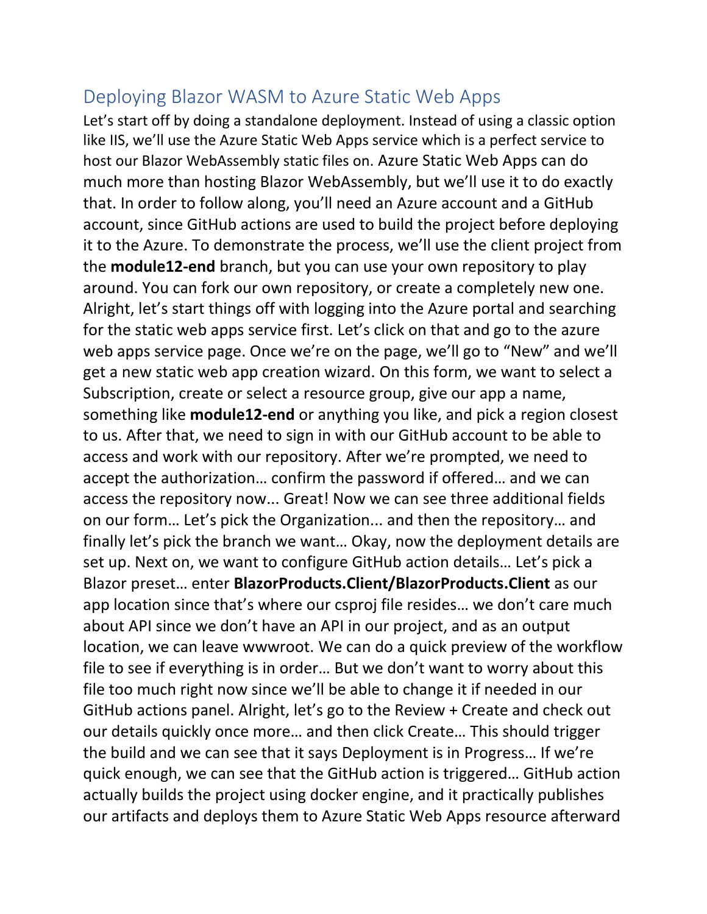## Deploying Blazor WASM to Azure Static Web Apps

Let's start off by doing a standalone deployment. Instead of using a classic option like IIS, we'll use the Azure Static Web Apps service which is a perfect service to host our Blazor WebAssembly static files on. Azure Static Web Apps can do much more than hosting Blazor WebAssembly, but we'll use it to do exactly that. In order to follow along, you'll need an Azure account and a GitHub account, since GitHub actions are used to build the project before deploying it to the Azure. To demonstrate the process, we'll use the client project from the **module12-end** branch, but you can use your own repository to play around. You can fork our own repository, or create a completely new one. Alright, let's start things off with logging into the Azure portal and searching for the static web apps service first. Let's click on that and go to the azure web apps service page. Once we're on the page, we'll go to "New" and we'll get a new static web app creation wizard. On this form, we want to select a Subscription, create or select a resource group, give our app a name, something like **module12-end** or anything you like, and pick a region closest to us. After that, we need to sign in with our GitHub account to be able to access and work with our repository. After we're prompted, we need to accept the authorization… confirm the password if offered… and we can access the repository now... Great! Now we can see three additional fields on our form… Let's pick the Organization... and then the repository… and finally let's pick the branch we want… Okay, now the deployment details are set up. Next on, we want to configure GitHub action details… Let's pick a Blazor preset… enter **BlazorProducts.Client/BlazorProducts.Client** as our app location since that's where our csproj file resides… we don't care much about API since we don't have an API in our project, and as an output location, we can leave wwwroot. We can do a quick preview of the workflow file to see if everything is in order… But we don't want to worry about this file too much right now since we'll be able to change it if needed in our GitHub actions panel. Alright, let's go to the Review + Create and check out our details quickly once more… and then click Create… This should trigger the build and we can see that it says Deployment is in Progress… If we're quick enough, we can see that the GitHub action is triggered… GitHub action actually builds the project using docker engine, and it practically publishes our artifacts and deploys them to Azure Static Web Apps resource afterward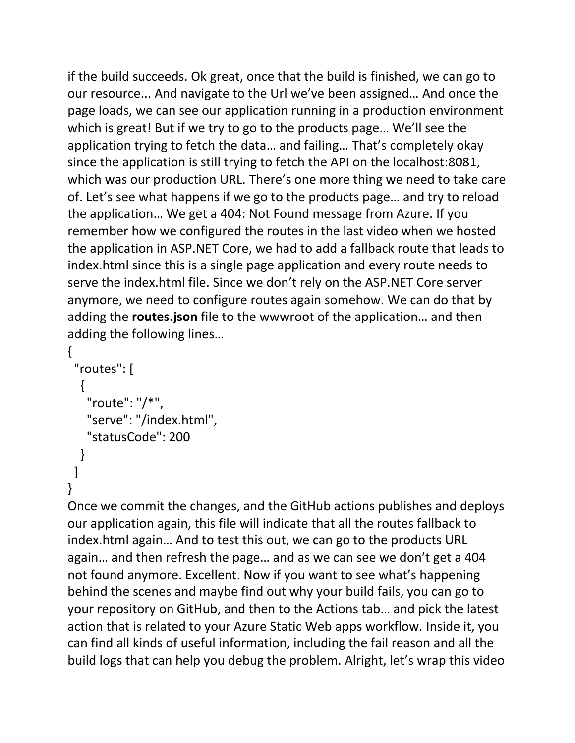if the build succeeds. Ok great, once that the build is finished, we can go to our resource... And navigate to the Url we've been assigned… And once the page loads, we can see our application running in a production environment which is great! But if we try to go to the products page… We'll see the application trying to fetch the data… and failing… That's completely okay since the application is still trying to fetch the API on the localhost:8081, which was our production URL. There's one more thing we need to take care of. Let's see what happens if we go to the products page… and try to reload the application… We get a 404: Not Found message from Azure. If you remember how we configured the routes in the last video when we hosted the application in ASP.NET Core, we had to add a fallback route that leads to index.html since this is a single page application and every route needs to serve the index.html file. Since we don't rely on the ASP.NET Core server anymore, we need to configure routes again somehow. We can do that by adding the **routes.json** file to the wwwroot of the application… and then adding the following lines…

```
{
  "routes": [
    {
      "route": "/*",
      "serve": "/index.html",
      "statusCode": 200
    }
  ]
}
```

Once we commit the changes, and the GitHub actions publishes and deploys our application again, this file will indicate that all the routes fallback to index.html again… And to test this out, we can go to the products URL again… and then refresh the page… and as we can see we don't get a 404 not found anymore. Excellent. Now if you want to see what's happening behind the scenes and maybe find out why your build fails, you can go to your repository on GitHub, and then to the Actions tab… and pick the latest action that is related to your Azure Static Web apps workflow. Inside it, you can find all kinds of useful information, including the fail reason and all the build logs that can help you debug the problem. Alright, let's wrap this video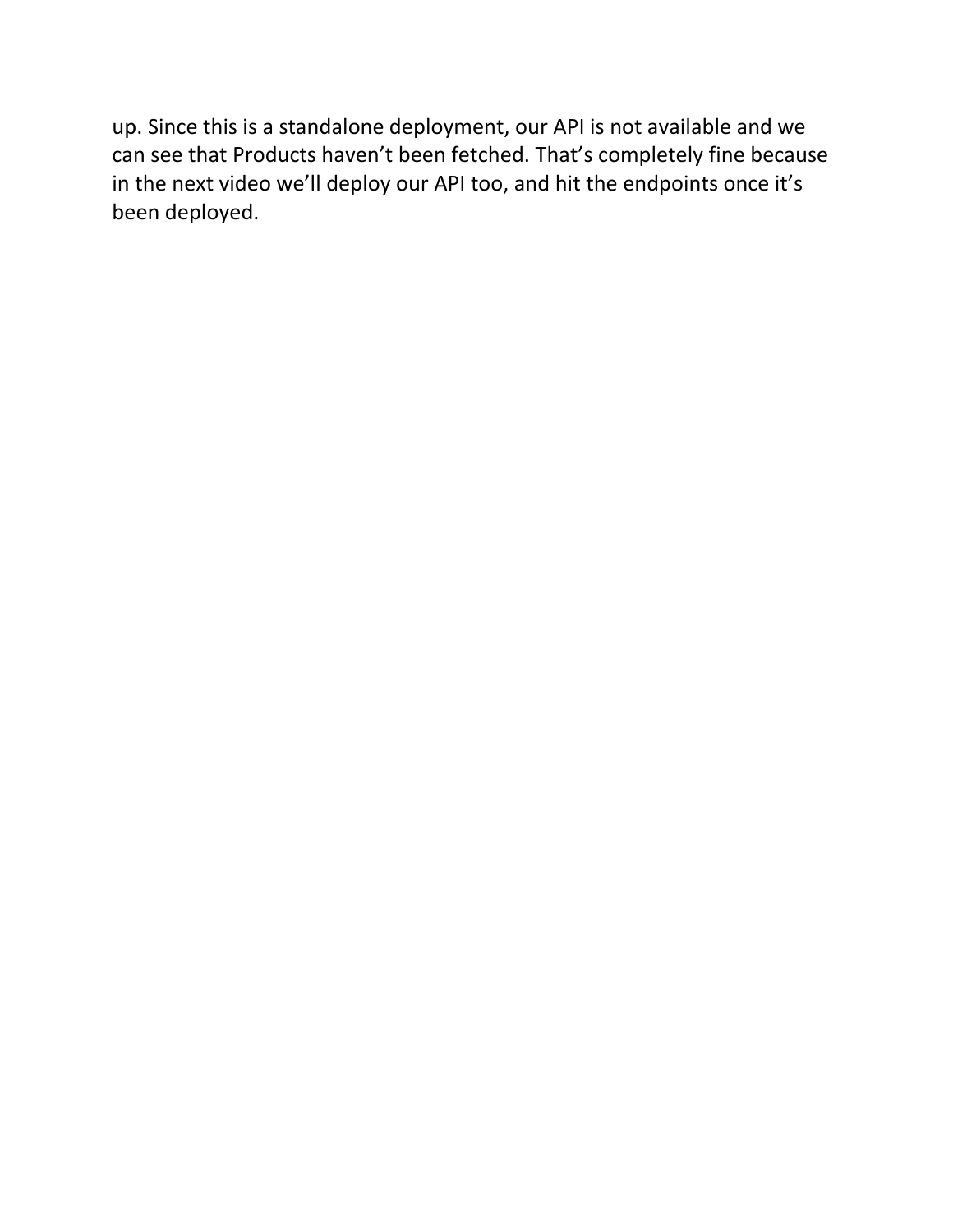up. Since this is a standalone deployment, our API is not available and we can see that Products haven't been fetched. That's completely fine because in the next video we'll deploy our API too, and hit the endpoints once it's been deployed.